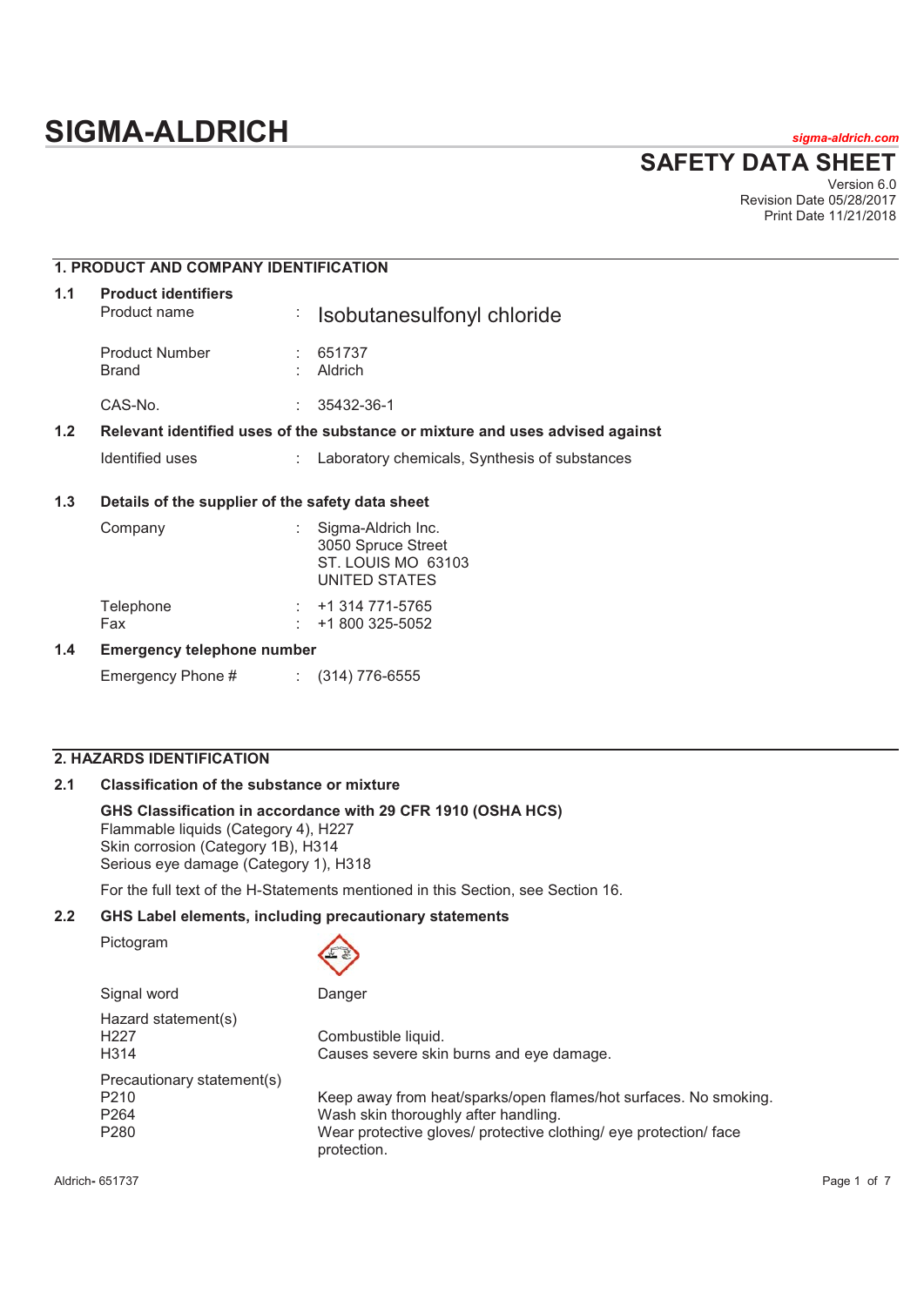# SIGMA-ALDRICH

*sigma-aldrich.com*

## SAFETY DATA SHEET

Version 6.0
Revision Date 05/28/2017
Print Date 11/21/2018

## 1. PRODUCT AND COMPANY IDENTIFICATION

### 1.1 Product identifiers

| | | |
|---|---|---|
| Product name | : | Isobutanesulfonyl chloride |
| Product Number | : | 651737 |
| Brand | : | Aldrich |
| CAS-No. | : | 35432-36-1 |

### 1.2 Relevant identified uses of the substance or mixture and uses advised against

| | | |
|---|---|---|
| Identified uses | : | Laboratory chemicals, Synthesis of substances |

### 1.3 Details of the supplier of the safety data sheet

| | | |
|---|---|---|
| Company | : | Sigma-Aldrich Inc.<br>3050 Spruce Street<br>ST. LOUIS MO 63103<br>UNITED STATES |
| Telephone | : | +1 314 771-5765 |
| Fax | : | +1 800 325-5052 |

### 1.4 Emergency telephone number

| | | |
|---|---|---|
| Emergency Phone # | : | (314) 776-6555 |

## 2. HAZARDS IDENTIFICATION

### 2.1 Classification of the substance or mixture

**GHS Classification in accordance with 29 CFR 1910 (OSHA HCS)**
Flammable liquids (Category 4), H227
Skin corrosion (Category 1B), H314
Serious eye damage (Category 1), H318

For the full text of the H-Statements mentioned in this Section, see Section 16.

### 2.2 GHS Label elements, including precautionary statements

Pictogram

Signal word: Danger

Hazard statement(s)

| | |
|---|---|
| H227 | Combustible liquid. |
| H314 | Causes severe skin burns and eye damage. |

Precautionary statement(s)

| | |
|---|---|
| P210 | Keep away from heat/sparks/open flames/hot surfaces. No smoking. |
| P264 | Wash skin thoroughly after handling. |
| P280 | Wear protective gloves/ protective clothing/ eye protection/ face protection. |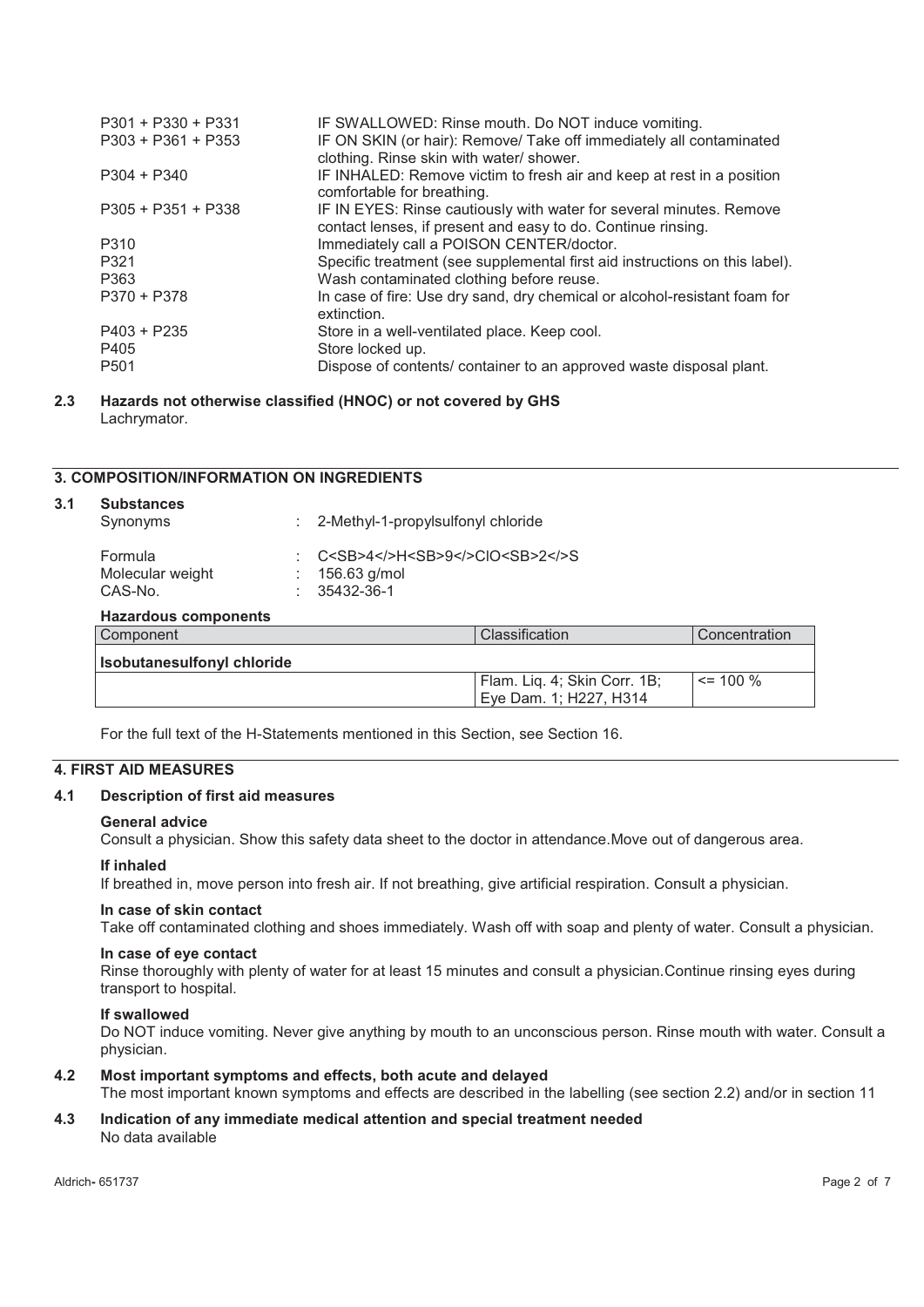| | |
|---|---|
| P301 + P330 + P331 | IF SWALLOWED: Rinse mouth. Do NOT induce vomiting. |
| P303 + P361 + P353 | IF ON SKIN (or hair): Remove/ Take off immediately all contaminated clothing. Rinse skin with water/ shower. |
| P304 + P340 | IF INHALED: Remove victim to fresh air and keep at rest in a position comfortable for breathing. |
| P305 + P351 + P338 | IF IN EYES: Rinse cautiously with water for several minutes. Remove contact lenses, if present and easy to do. Continue rinsing. |
| P310 | Immediately call a POISON CENTER/doctor. |
| P321 | Specific treatment (see supplemental first aid instructions on this label). |
| P363 | Wash contaminated clothing before reuse. |
| P370 + P378 | In case of fire: Use dry sand, dry chemical or alcohol-resistant foam for extinction. |
| P403 + P235 | Store in a well-ventilated place. Keep cool. |
| P405 | Store locked up. |
| P501 | Dispose of contents/ container to an approved waste disposal plant. |

### 2.3 Hazards not otherwise classified (HNOC) or not covered by GHS

Lachrymator.

## 3. COMPOSITION/INFORMATION ON INGREDIENTS

### 3.1 Substances

Synonyms : 2-Methyl-1-propylsulfonyl chloride

Formula : $C_4H_9ClO_2S$

Molecular weight : 156.63 g/mol

CAS-No. : 35432-36-1

**Hazardous components**

| Component | Classification | Concentration |
|---|---|---|
| **Isobutanesulfonyl chloride** | | |
| | Flam. Liq. 4; Skin Corr. 1B; Eye Dam. 1; H227, H314 | <= 100 % |

For the full text of the H-Statements mentioned in this Section, see Section 16.

## 4. FIRST AID MEASURES

### 4.1 Description of first aid measures

**General advice**

Consult a physician. Show this safety data sheet to the doctor in attendance.Move out of dangerous area.

**If inhaled**

If breathed in, move person into fresh air. If not breathing, give artificial respiration. Consult a physician.

**In case of skin contact**

Take off contaminated clothing and shoes immediately. Wash off with soap and plenty of water. Consult a physician.

**In case of eye contact**

Rinse thoroughly with plenty of water for at least 15 minutes and consult a physician.Continue rinsing eyes during transport to hospital.

**If swallowed**

Do NOT induce vomiting. Never give anything by mouth to an unconscious person. Rinse mouth with water. Consult a physician.

### 4.2 Most important symptoms and effects, both acute and delayed

The most important known symptoms and effects are described in the labelling (see section 2.2) and/or in section 11

### 4.3 Indication of any immediate medical attention and special treatment needed

No data available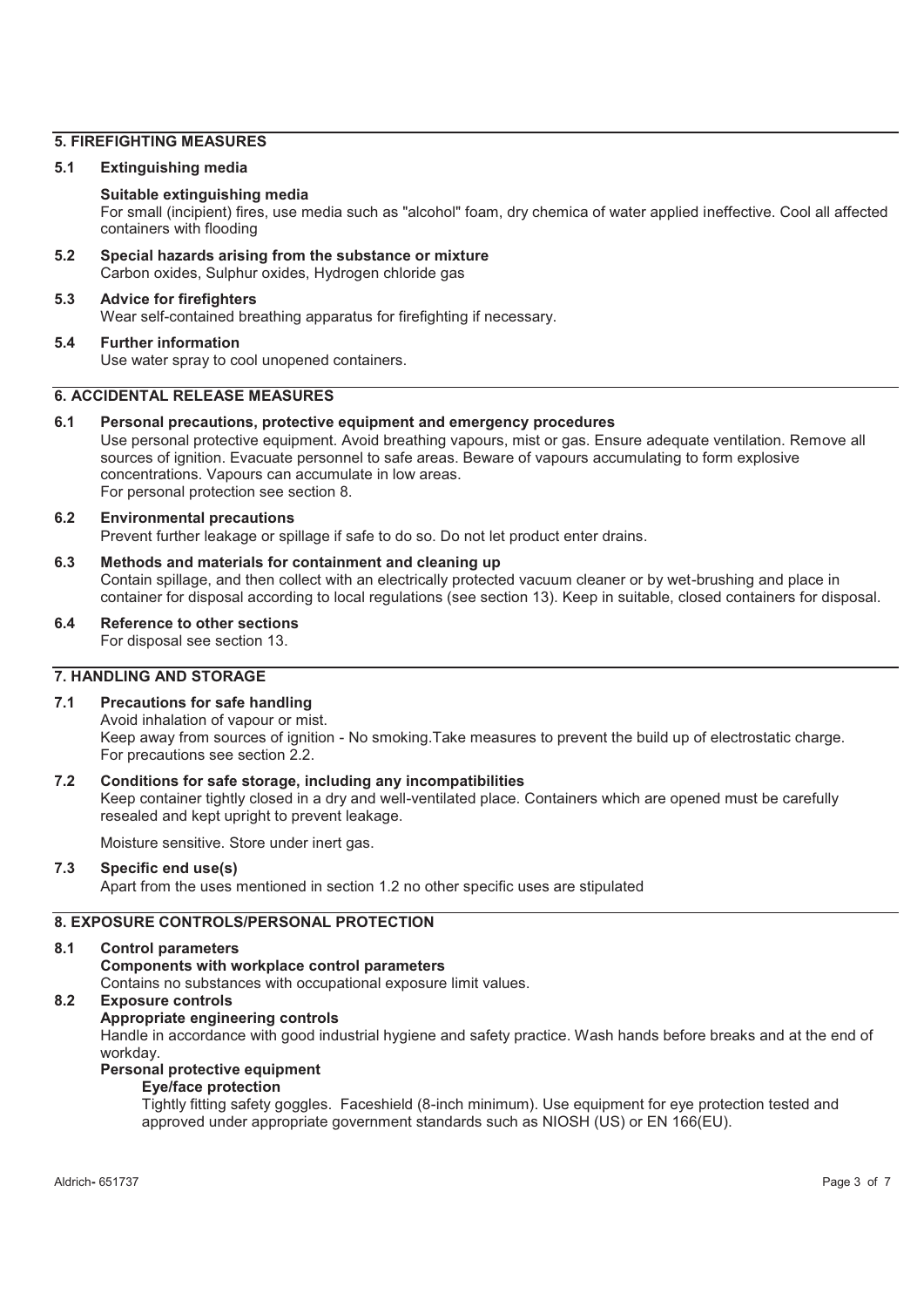## 5. FIREFIGHTING MEASURES

### 5.1 Extinguishing media

**Suitable extinguishing media**

For small (incipient) fires, use media such as "alcohol" foam, dry chemica of water applied ineffective. Cool all affected containers with flooding

### 5.2 Special hazards arising from the substance or mixture

Carbon oxides, Sulphur oxides, Hydrogen chloride gas

### 5.3 Advice for firefighters

Wear self-contained breathing apparatus for firefighting if necessary.

### 5.4 Further information

Use water spray to cool unopened containers.

## 6. ACCIDENTAL RELEASE MEASURES

### 6.1 Personal precautions, protective equipment and emergency procedures

Use personal protective equipment. Avoid breathing vapours, mist or gas. Ensure adequate ventilation. Remove all sources of ignition. Evacuate personnel to safe areas. Beware of vapours accumulating to form explosive concentrations. Vapours can accumulate in low areas.
For personal protection see section 8.

### 6.2 Environmental precautions

Prevent further leakage or spillage if safe to do so. Do not let product enter drains.

### 6.3 Methods and materials for containment and cleaning up

Contain spillage, and then collect with an electrically protected vacuum cleaner or by wet-brushing and place in container for disposal according to local regulations (see section 13). Keep in suitable, closed containers for disposal.

### 6.4 Reference to other sections

For disposal see section 13.

## 7. HANDLING AND STORAGE

### 7.1 Precautions for safe handling

Avoid inhalation of vapour or mist.
Keep away from sources of ignition - No smoking.Take measures to prevent the build up of electrostatic charge.
For precautions see section 2.2.

### 7.2 Conditions for safe storage, including any incompatibilities

Keep container tightly closed in a dry and well-ventilated place. Containers which are opened must be carefully resealed and kept upright to prevent leakage.

Moisture sensitive. Store under inert gas.

### 7.3 Specific end use(s)

Apart from the uses mentioned in section 1.2 no other specific uses are stipulated

## 8. EXPOSURE CONTROLS/PERSONAL PROTECTION

### 8.1 Control parameters

**Components with workplace control parameters**

Contains no substances with occupational exposure limit values.

### 8.2 Exposure controls

**Appropriate engineering controls**

Handle in accordance with good industrial hygiene and safety practice. Wash hands before breaks and at the end of workday.

**Personal protective equipment**

**Eye/face protection**

Tightly fitting safety goggles. Faceshield (8-inch minimum). Use equipment for eye protection tested and approved under appropriate government standards such as NIOSH (US) or EN 166(EU).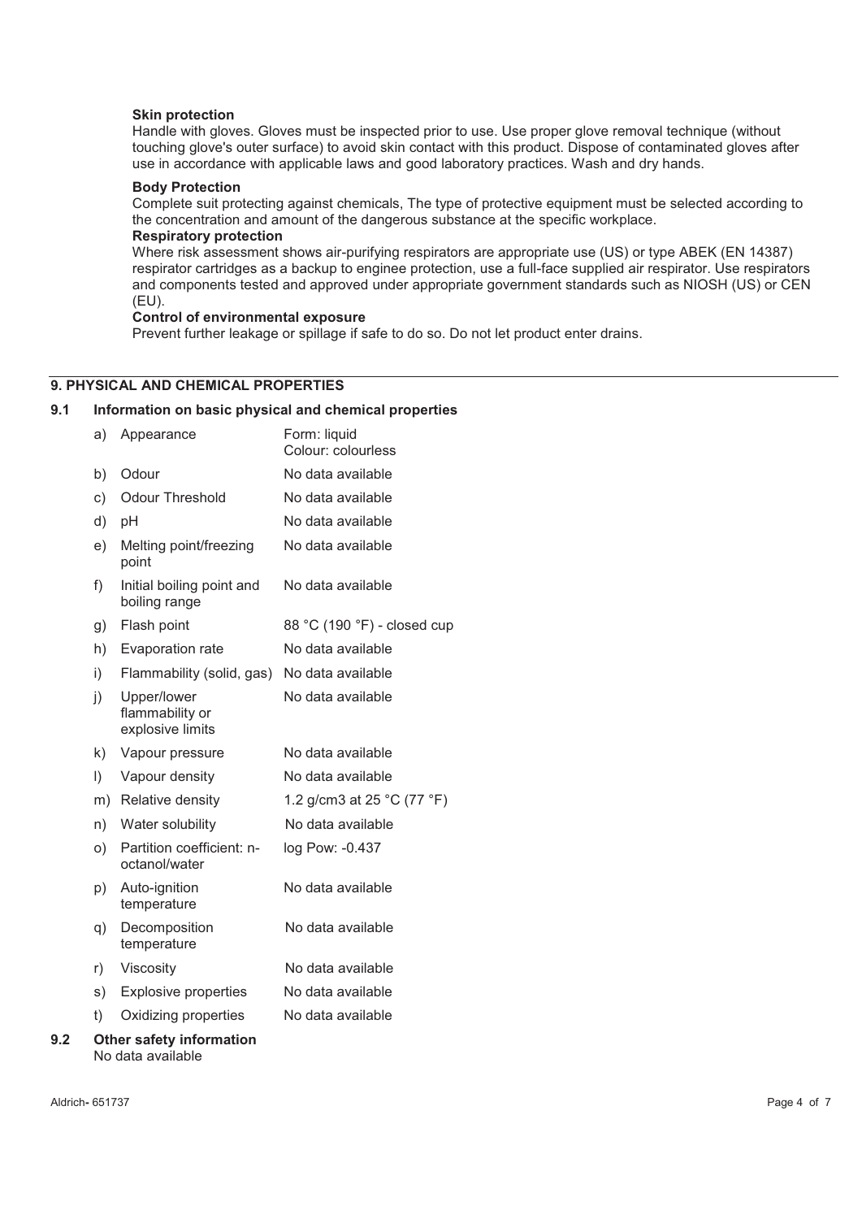**Skin protection**

Handle with gloves. Gloves must be inspected prior to use. Use proper glove removal technique (without touching glove's outer surface) to avoid skin contact with this product. Dispose of contaminated gloves after use in accordance with applicable laws and good laboratory practices. Wash and dry hands.

**Body Protection**

Complete suit protecting against chemicals, The type of protective equipment must be selected according to the concentration and amount of the dangerous substance at the specific workplace.

**Respiratory protection**

Where risk assessment shows air-purifying respirators are appropriate use (US) or type ABEK (EN 14387) respirator cartridges as a backup to enginee protection, use a full-face supplied air respirator. Use respirators and components tested and approved under appropriate government standards such as NIOSH (US) or CEN (EU).

**Control of environmental exposure**

Prevent further leakage or spillage if safe to do so. Do not let product enter drains.

## 9. PHYSICAL AND CHEMICAL PROPERTIES

### 9.1 Information on basic physical and chemical properties

| | Property | Value |
|---|---|---|
| a) | Appearance | Form: liquid<br>Colour: colourless |
| b) | Odour | No data available |
| c) | Odour Threshold | No data available |
| d) | pH | No data available |
| e) | Melting point/freezing point | No data available |
| f) | Initial boiling point and boiling range | No data available |
| g) | Flash point | 88 °C (190 °F) - closed cup |
| h) | Evaporation rate | No data available |
| i) | Flammability (solid, gas) | No data available |
| j) | Upper/lower flammability or explosive limits | No data available |
| k) | Vapour pressure | No data available |
| l) | Vapour density | No data available |
| m) | Relative density | 1.2 g/cm3 at 25 °C (77 °F) |
| n) | Water solubility | No data available |
| o) | Partition coefficient: n-octanol/water | log Pow: -0.437 |
| p) | Auto-ignition temperature | No data available |
| q) | Decomposition temperature | No data available |
| r) | Viscosity | No data available |
| s) | Explosive properties | No data available |
| t) | Oxidizing properties | No data available |

### 9.2 Other safety information

No data available

Aldrich- 651737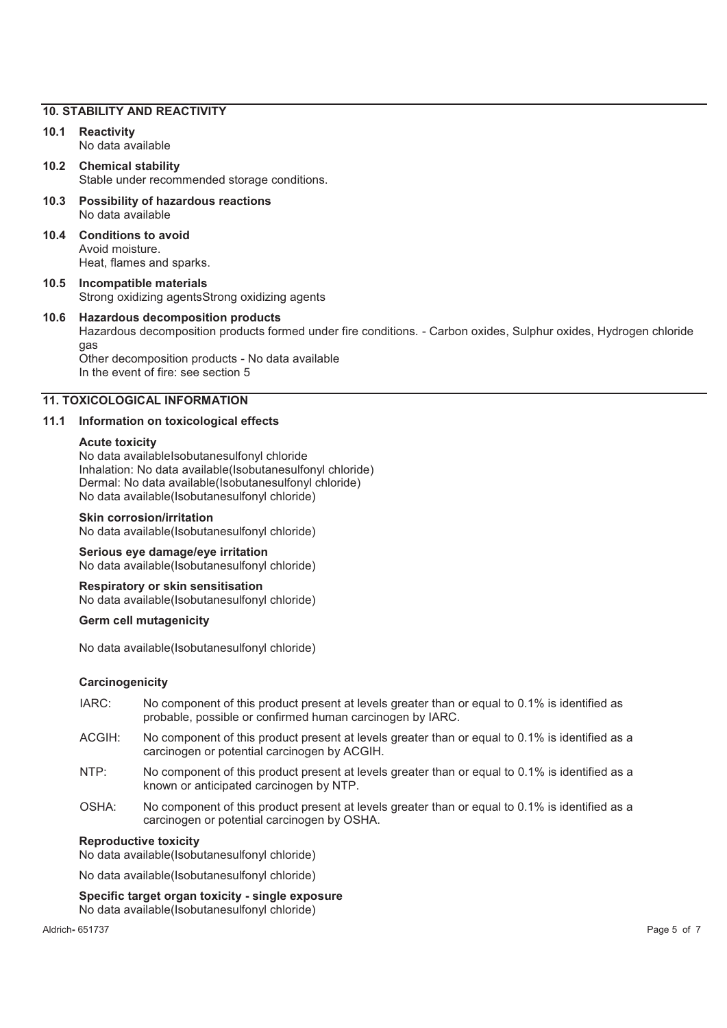## 10. STABILITY AND REACTIVITY

**10.1 Reactivity**
No data available

**10.2 Chemical stability**
Stable under recommended storage conditions.

**10.3 Possibility of hazardous reactions**
No data available

**10.4 Conditions to avoid**
Avoid moisture.
Heat, flames and sparks.

**10.5 Incompatible materials**
Strong oxidizing agentsStrong oxidizing agents

**10.6 Hazardous decomposition products**
Hazardous decomposition products formed under fire conditions. - Carbon oxides, Sulphur oxides, Hydrogen chloride gas
Other decomposition products - No data available
In the event of fire: see section 5

## 11. TOXICOLOGICAL INFORMATION

**11.1 Information on toxicological effects**

**Acute toxicity**
No data availableIsobutanesulfonyl chloride
Inhalation: No data available(Isobutanesulfonyl chloride)
Dermal: No data available(Isobutanesulfonyl chloride)
No data available(Isobutanesulfonyl chloride)

**Skin corrosion/irritation**
No data available(Isobutanesulfonyl chloride)

**Serious eye damage/eye irritation**
No data available(Isobutanesulfonyl chloride)

**Respiratory or skin sensitisation**
No data available(Isobutanesulfonyl chloride)

**Germ cell mutagenicity**

No data available(Isobutanesulfonyl chloride)

**Carcinogenicity**

IARC: No component of this product present at levels greater than or equal to 0.1% is identified as probable, possible or confirmed human carcinogen by IARC.

ACGIH: No component of this product present at levels greater than or equal to 0.1% is identified as a carcinogen or potential carcinogen by ACGIH.

NTP: No component of this product present at levels greater than or equal to 0.1% is identified as a known or anticipated carcinogen by NTP.

OSHA: No component of this product present at levels greater than or equal to 0.1% is identified as a carcinogen or potential carcinogen by OSHA.

**Reproductive toxicity**
No data available(Isobutanesulfonyl chloride)

No data available(Isobutanesulfonyl chloride)

**Specific target organ toxicity - single exposure**
No data available(Isobutanesulfonyl chloride)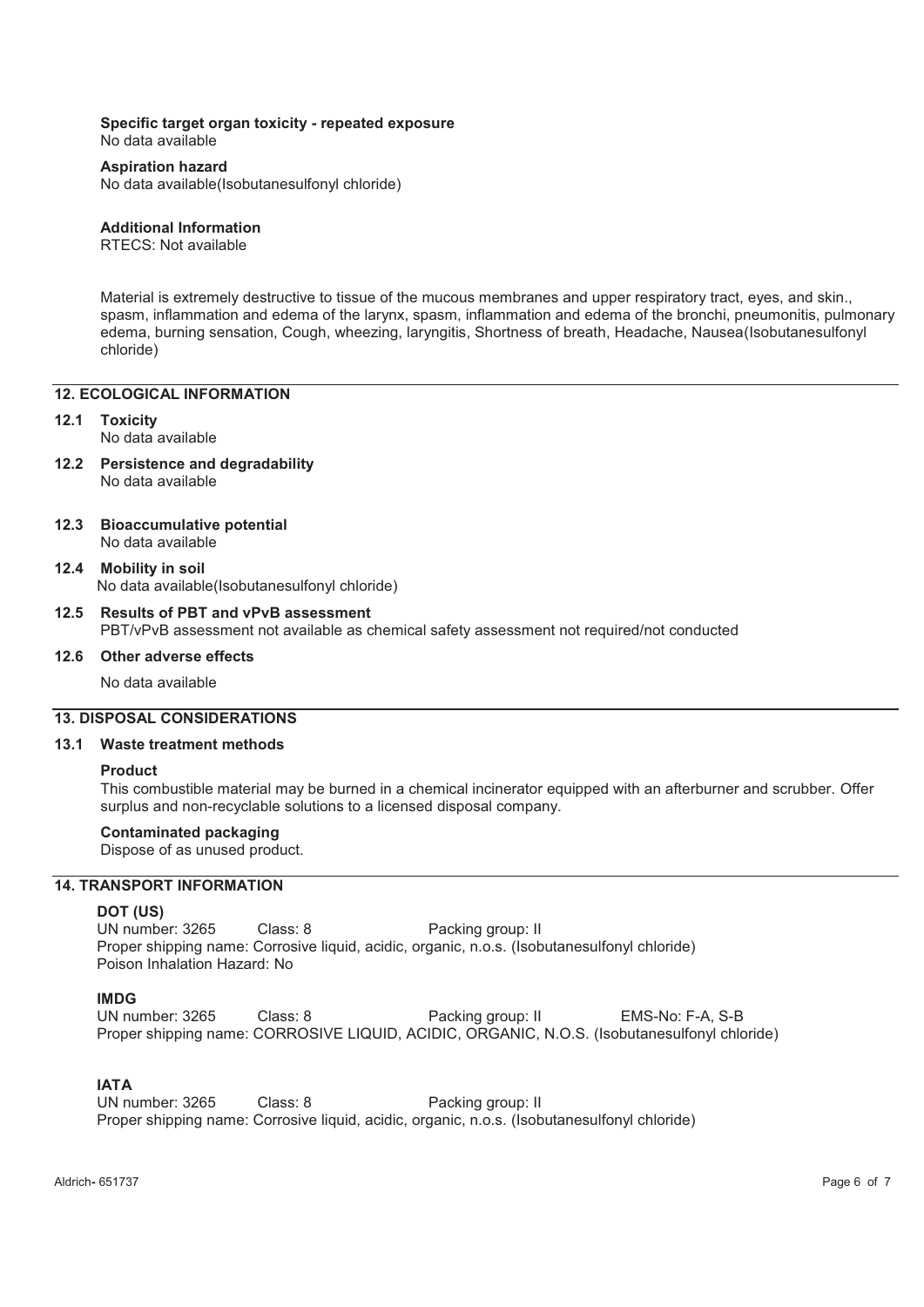**Specific target organ toxicity - repeated exposure**
No data available

**Aspiration hazard**
No data available(Isobutanesulfonyl chloride)

**Additional Information**
RTECS: Not available

Material is extremely destructive to tissue of the mucous membranes and upper respiratory tract, eyes, and skin., spasm, inflammation and edema of the larynx, spasm, inflammation and edema of the bronchi, pneumonitis, pulmonary edema, burning sensation, Cough, wheezing, laryngitis, Shortness of breath, Headache, Nausea(Isobutanesulfonyl chloride)

## 12. ECOLOGICAL INFORMATION

**12.1 Toxicity**
No data available

**12.2 Persistence and degradability**
No data available

**12.3 Bioaccumulative potential**
No data available

**12.4 Mobility in soil**
No data available(Isobutanesulfonyl chloride)

**12.5 Results of PBT and vPvB assessment**
PBT/vPvB assessment not available as chemical safety assessment not required/not conducted

**12.6 Other adverse effects**

No data available

## 13. DISPOSAL CONSIDERATIONS

**13.1 Waste treatment methods**

**Product**
This combustible material may be burned in a chemical incinerator equipped with an afterburner and scrubber. Offer surplus and non-recyclable solutions to a licensed disposal company.

**Contaminated packaging**
Dispose of as unused product.

## 14. TRANSPORT INFORMATION

**DOT (US)**
UN number: 3265 Class: 8 Packing group: II
Proper shipping name: Corrosive liquid, acidic, organic, n.o.s. (Isobutanesulfonyl chloride)
Poison Inhalation Hazard: No

**IMDG**
UN number: 3265 Class: 8 Packing group: II EMS-No: F-A, S-B
Proper shipping name: CORROSIVE LIQUID, ACIDIC, ORGANIC, N.O.S. (Isobutanesulfonyl chloride)

**IATA**
UN number: 3265 Class: 8 Packing group: II
Proper shipping name: Corrosive liquid, acidic, organic, n.o.s. (Isobutanesulfonyl chloride)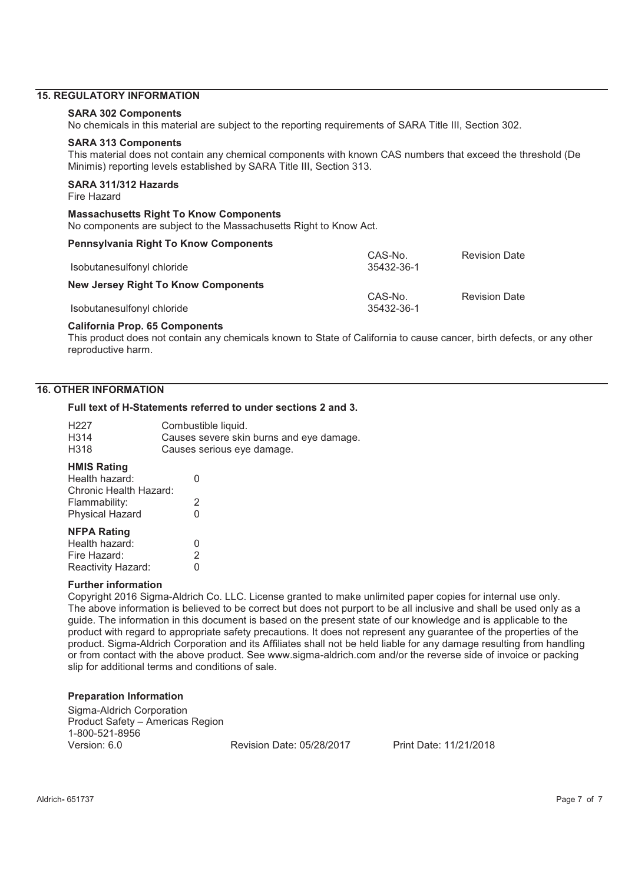## 15. REGULATORY INFORMATION

**SARA 302 Components**

No chemicals in this material are subject to the reporting requirements of SARA Title III, Section 302.

**SARA 313 Components**

This material does not contain any chemical components with known CAS numbers that exceed the threshold (De Minimis) reporting levels established by SARA Title III, Section 313.

**SARA 311/312 Hazards**

Fire Hazard

**Massachusetts Right To Know Components**

No components are subject to the Massachusetts Right to Know Act.

**Pennsylvania Right To Know Components**

| | CAS-No. | Revision Date |
|---|---|---|
| Isobutanesulfonyl chloride | 35432-36-1 | |

**New Jersey Right To Know Components**

| | CAS-No. | Revision Date |
|---|---|---|
| Isobutanesulfonyl chloride | 35432-36-1 | |

**California Prop. 65 Components**

This product does not contain any chemicals known to State of California to cause cancer, birth defects, or any other reproductive harm.

## 16. OTHER INFORMATION

**Full text of H-Statements referred to under sections 2 and 3.**

| | |
|---|---|
| H227 | Combustible liquid. |
| H314 | Causes severe skin burns and eye damage. |
| H318 | Causes serious eye damage. |

**HMIS Rating**

| | |
|---|---|
| Health hazard: | 0 |
| Chronic Health Hazard: | |
| Flammability: | 2 |
| Physical Hazard | 0 |

**NFPA Rating**

| | |
|---|---|
| Health hazard: | 0 |
| Fire Hazard: | 2 |
| Reactivity Hazard: | 0 |

**Further information**

Copyright 2016 Sigma-Aldrich Co. LLC. License granted to make unlimited paper copies for internal use only. The above information is believed to be correct but does not purport to be all inclusive and shall be used only as a guide. The information in this document is based on the present state of our knowledge and is applicable to the product with regard to appropriate safety precautions. It does not represent any guarantee of the properties of the product. Sigma-Aldrich Corporation and its Affiliates shall not be held liable for any damage resulting from handling or from contact with the above product. See www.sigma-aldrich.com and/or the reverse side of invoice or packing slip for additional terms and conditions of sale.

**Preparation Information**

Sigma-Aldrich Corporation
Product Safety – Americas Region
1-800-521-8956

Version: 6.0    Revision Date: 05/28/2017    Print Date: 11/21/2018